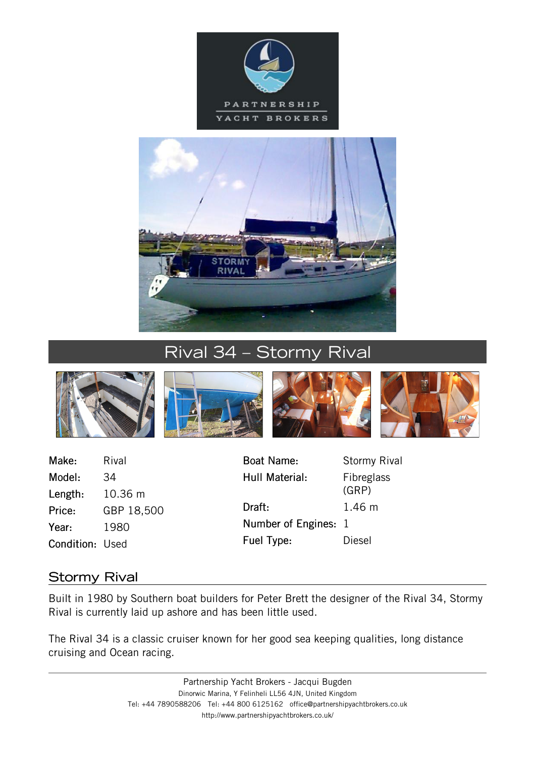# Rival 34 – Stormy Rival

| | | | |
|---|---|---|---|
| Make: | Rival | Boat Name: | Stormy Rival |
| Model: | 34 | Hull Material: | Fibreglass (GRP) |
| Length: | 10.36 m | Draft: | 1.46 m |
| Price: | GBP 18,500 | Number of Engines: | 1 |
| Year: | 1980 | Fuel Type: | Diesel |
| Condition: | Used | | |

## Stormy Rival

Built in 1980 by Southern boat builders for Peter Brett the designer of the Rival 34, Stormy Rival is currently laid up ashore and has been little used.

The Rival 34 is a classic cruiser known for her good sea keeping qualities, long distance cruising and Ocean racing.

---

Partnership Yacht Brokers - Jacqui Bugden
Dinorwic Marina, Y Felinheli LL56 4JN, United Kingdom
Tel: +44 7890588206 Tel: +44 800 6125162 office@partnershipyachtbrokers.co.uk
http://www.partnershipyachtbrokers.co.uk/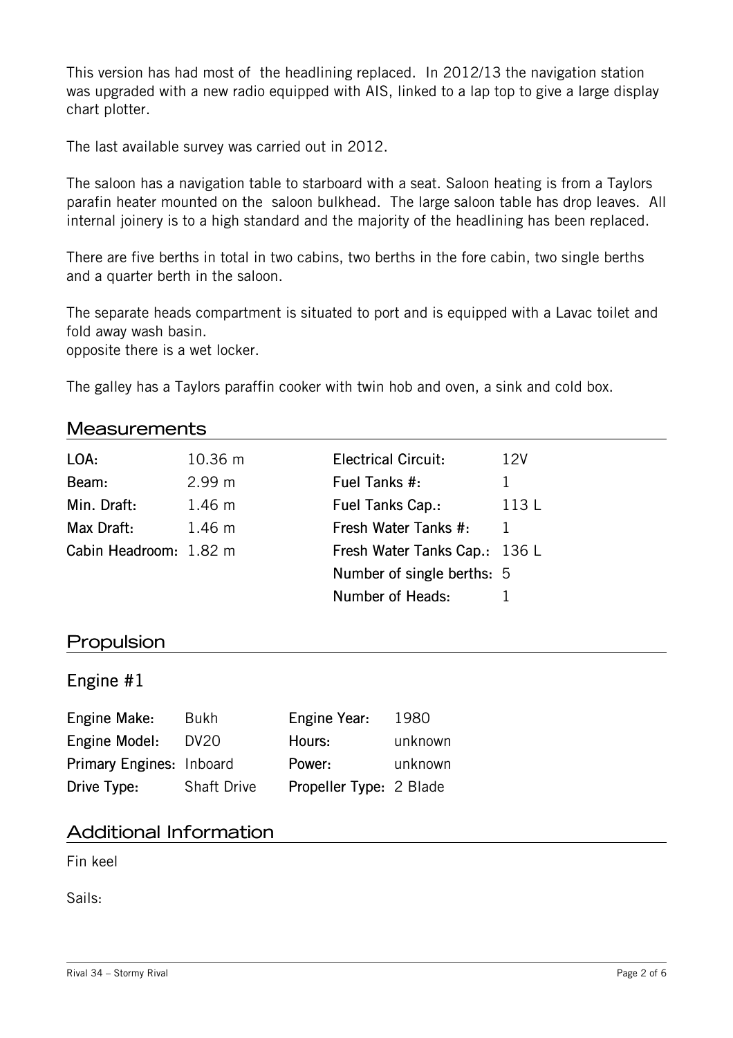This version has had most of the headlining replaced. In 2012/13 the navigation station was upgraded with a new radio equipped with AIS, linked to a lap top to give a large display chart plotter.

The last available survey was carried out in 2012.

The saloon has a navigation table to starboard with a seat. Saloon heating is from a Taylors parafin heater mounted on the saloon bulkhead. The large saloon table has drop leaves. All internal joinery is to a high standard and the majority of the headlining has been replaced.

There are five berths in total in two cabins, two berths in the fore cabin, two single berths and a quarter berth in the saloon.

The separate heads compartment is situated to port and is equipped with a Lavac toilet and fold away wash basin.
opposite there is a wet locker.

The galley has a Taylors paraffin cooker with twin hob and oven, a sink and cold box.

## Measurements

| | | | |
|---|---|---|---|
| **LOA:** | 10.36 m | **Electrical Circuit:** | 12V |
| **Beam:** | 2.99 m | **Fuel Tanks #:** | 1 |
| **Min. Draft:** | 1.46 m | **Fuel Tanks Cap.:** | 113 L |
| **Max Draft:** | 1.46 m | **Fresh Water Tanks #:** | 1 |
| **Cabin Headroom:** | 1.82 m | **Fresh Water Tanks Cap.:** | 136 L |
| | | **Number of single berths:** | 5 |
| | | **Number of Heads:** | 1 |

## Propulsion

### Engine #1

| | | | |
|---|---|---|---|
| **Engine Make:** | Bukh | **Engine Year:** | 1980 |
| **Engine Model:** | DV20 | **Hours:** | unknown |
| **Primary Engines:** | Inboard | **Power:** | unknown |
| **Drive Type:** | Shaft Drive | **Propeller Type:** | 2 Blade |

## Additional Information

Fin keel

Sails: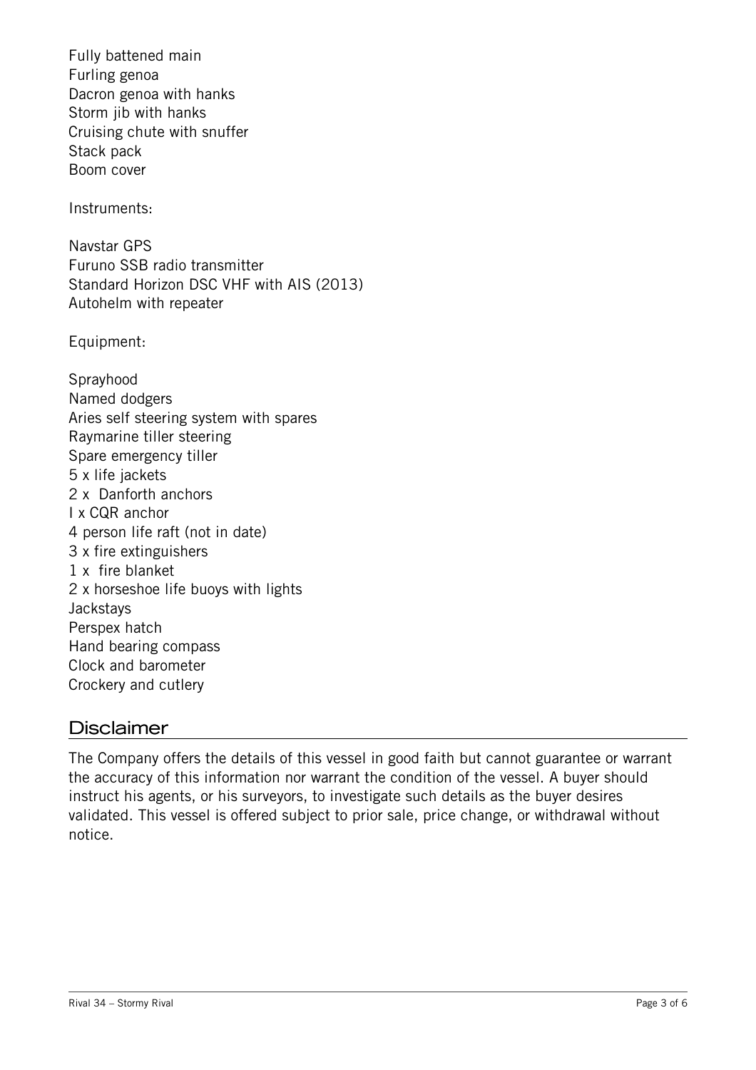Fully battened main
Furling genoa
Dacron genoa with hanks
Storm jib with hanks
Cruising chute with snuffer
Stack pack
Boom cover

Instruments:

Navstar GPS
Furuno SSB radio transmitter
Standard Horizon DSC VHF with AIS (2013)
Autohelm with repeater

Equipment:

Sprayhood
Named dodgers
Aries self steering system with spares
Raymarine tiller steering
Spare emergency tiller
5 x life jackets
2 x Danforth anchors
I x CQR anchor
4 person life raft (not in date)
3 x fire extinguishers
1 x fire blanket
2 x horseshoe life buoys with lights
Jackstays
Perspex hatch
Hand bearing compass
Clock and barometer
Crockery and cutlery

## Disclaimer

The Company offers the details of this vessel in good faith but cannot guarantee or warrant the accuracy of this information nor warrant the condition of the vessel. A buyer should instruct his agents, or his surveyors, to investigate such details as the buyer desires validated. This vessel is offered subject to prior sale, price change, or withdrawal without notice.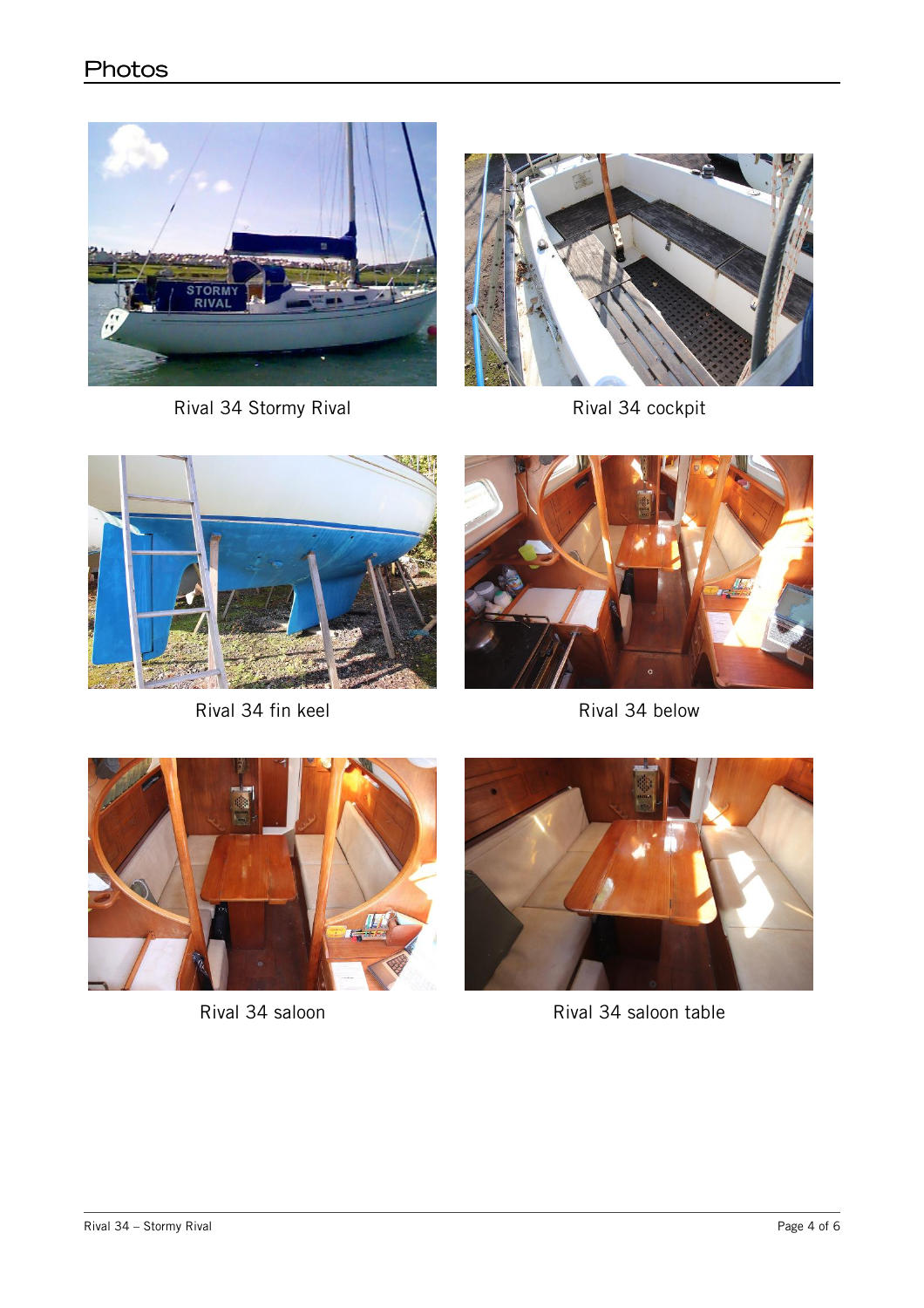## Photos

Rival 34 Stormy Rival

Rival 34 cockpit

Rival 34 fin keel

Rival 34 below

Rival 34 saloon

Rival 34 saloon table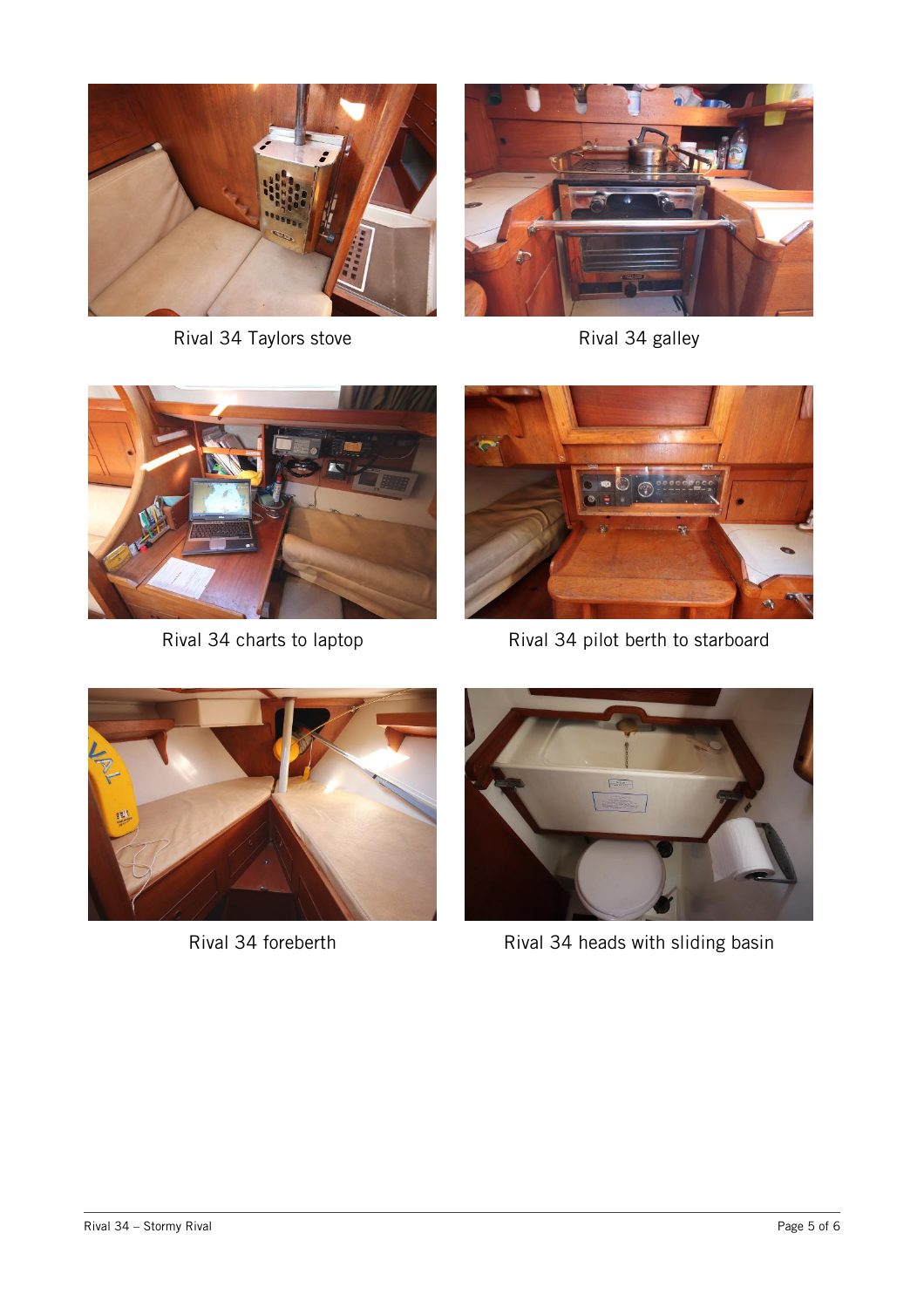Rival 34 Taylors stove

Rival 34 galley

Rival 34 charts to laptop

Rival 34 pilot berth to starboard

Rival 34 foreberth

Rival 34 heads with sliding basin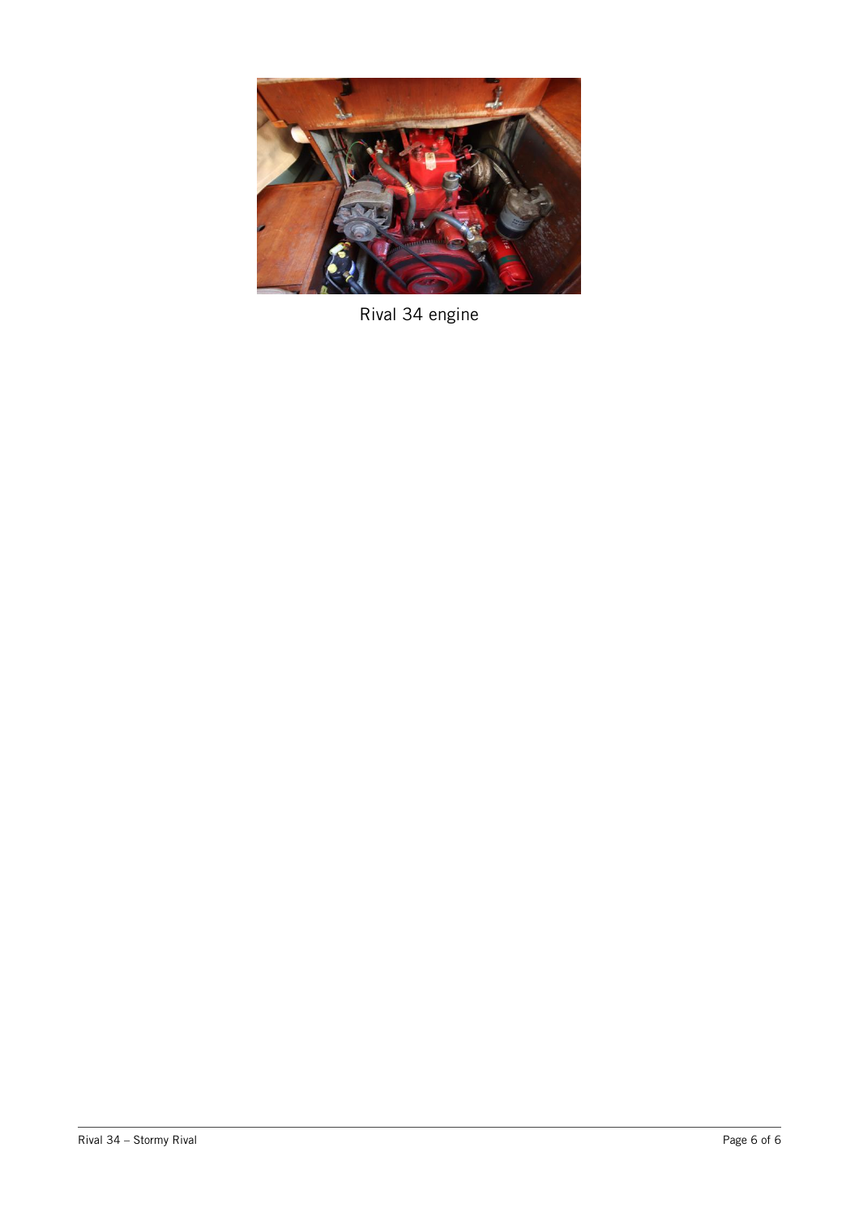Rival 34 engine